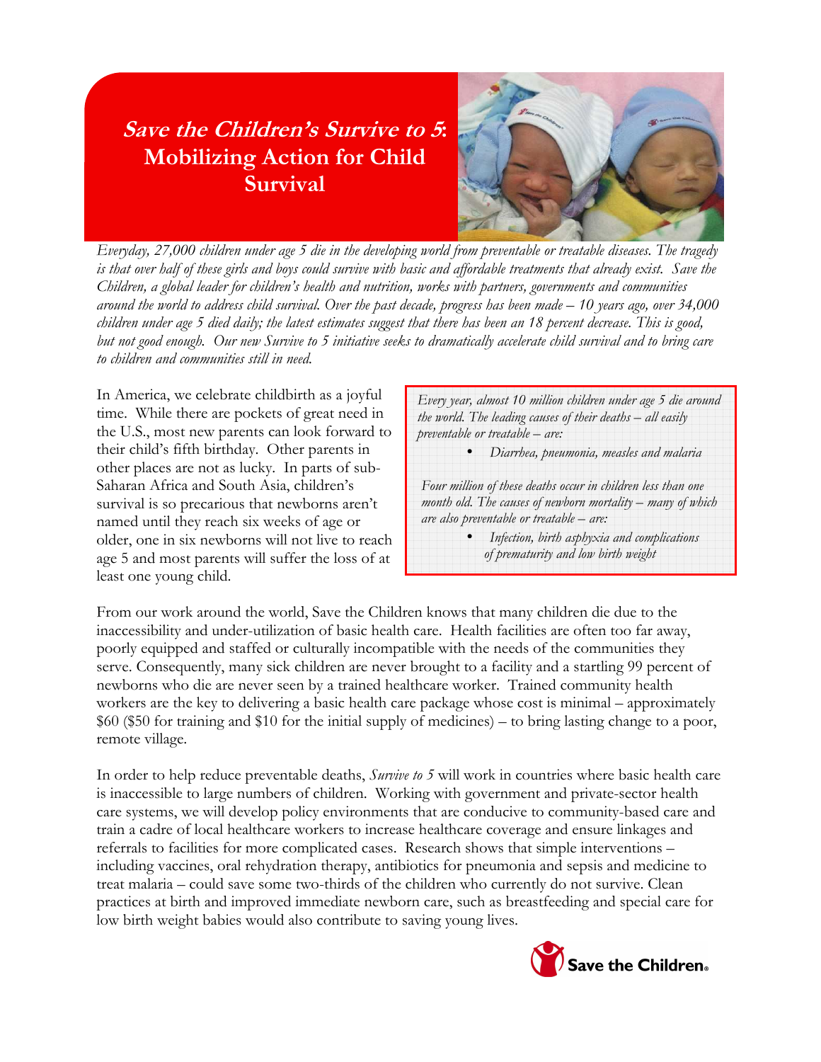# *Save the Children's Survive to 5*: Mobilizing Action for Child Survival

*Everyday, 27,000 children under age 5 die in the developing world from preventable or treatable diseases. The tragedy is that over half of these girls and boys could survive with basic and affordable treatments that already exist. Save the Children, a global leader for children's health and nutrition, works with partners, governments and communities around the world to address child survival. Over the past decade, progress has been made – 10 years ago, over 34,000 children under age 5 died daily; the latest estimates suggest that there has been an 18 percent decrease. This is good, but not good enough. Our new Survive to 5 initiative seeks to dramatically accelerate child survival and to bring care to children and communities still in need.*

In America, we celebrate childbirth as a joyful time. While there are pockets of great need in the U.S., most new parents can look forward to their child's fifth birthday. Other parents in other places are not as lucky. In parts of sub-Saharan Africa and South Asia, children's survival is so precarious that newborns aren't named until they reach six weeks of age or older, one in six newborns will not live to reach age 5 and most parents will suffer the loss of at least one young child.

> *Every year, almost 10 million children under age 5 die around the world. The leading causes of their deaths – all easily preventable or treatable – are:*
>
> - *Diarrhea, pneumonia, measles and malaria*
>
> *Four million of these deaths occur in children less than one month old. The causes of newborn mortality – many of which are also preventable or treatable – are:*
>
> - *Infection, birth asphyxia and complications of prematurity and low birth weight*

From our work around the world, Save the Children knows that many children die due to the inaccessibility and under-utilization of basic health care. Health facilities are often too far away, poorly equipped and staffed or culturally incompatible with the needs of the communities they serve. Consequently, many sick children are never brought to a facility and a startling 99 percent of newborns who die are never seen by a trained healthcare worker. Trained community health workers are the key to delivering a basic health care package whose cost is minimal – approximately $60 ($50 for training and $10 for the initial supply of medicines) – to bring lasting change to a poor, remote village.

In order to help reduce preventable deaths, *Survive to 5* will work in countries where basic health care is inaccessible to large numbers of children. Working with government and private-sector health care systems, we will develop policy environments that are conducive to community-based care and train a cadre of local healthcare workers to increase healthcare coverage and ensure linkages and referrals to facilities for more complicated cases. Research shows that simple interventions – including vaccines, oral rehydration therapy, antibiotics for pneumonia and sepsis and medicine to treat malaria – could save some two-thirds of the children who currently do not survive. Clean practices at birth and improved immediate newborn care, such as breastfeeding and special care for low birth weight babies would also contribute to saving young lives.

Save the Children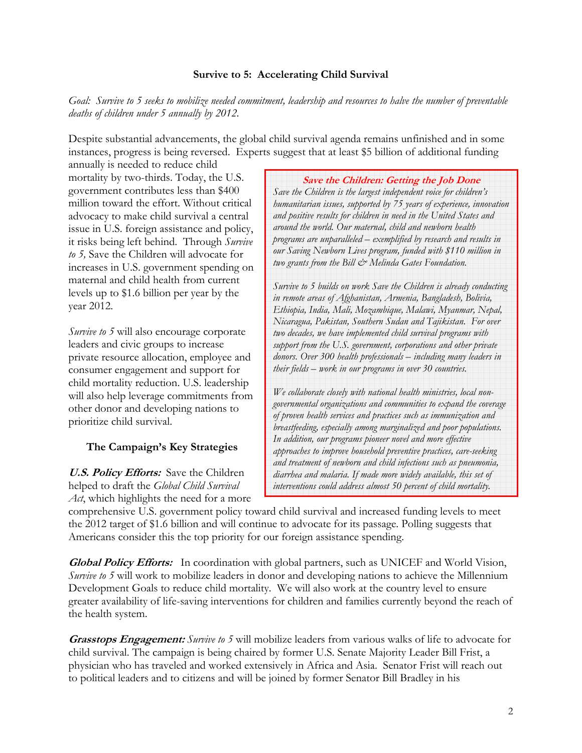## Survive to 5: Accelerating Child Survival

*Goal: Survive to 5 seeks to mobilize needed commitment, leadership and resources to halve the number of preventable deaths of children under 5 annually by 2012.*

Despite substantial advancements, the global child survival agenda remains unfinished and in some instances, progress is being reversed. Experts suggest that at least $5 billion of additional funding annually is needed to reduce child mortality by two-thirds. Today, the U.S. government contributes less than $400 million toward the effort. Without critical advocacy to make child survival a central issue in U.S. foreign assistance and policy, it risks being left behind. Through *Survive to 5,* Save the Children will advocate for increases in U.S. government spending on maternal and child health from current levels up to $1.6 billion per year by the year 2012.

*Survive to 5* will also encourage corporate leaders and civic groups to increase private resource allocation, employee and consumer engagement and support for child mortality reduction. U.S. leadership will also help leverage commitments from other donor and developing nations to prioritize child survival.

> ***Save the Children: Getting the Job Done***
>
> *Save the Children is the largest independent voice for children's humanitarian issues, supported by 75 years of experience, innovation and positive results for children in need in the United States and around the world. Our maternal, child and newborn health programs are unparalleled – exemplified by research and results in our Saving Newborn Lives program, funded with $110 million in two grants from the Bill & Melinda Gates Foundation.*
>
> *Survive to 5 builds on work Save the Children is already conducting in remote areas of Afghanistan, Armenia, Bangladesh, Bolivia, Ethiopia, India, Mali, Mozambique, Malawi, Myanmar, Nepal, Nicaragua, Pakistan, Southern Sudan and Tajikistan. For over two decades, we have implemented child survival programs with support from the U.S. government, corporations and other private donors. Over 300 health professionals – including many leaders in their fields – work in our programs in over 30 countries.*
>
> *We collaborate closely with national health ministries, local non-governmental organizations and communities to expand the coverage of proven health services and practices such as immunization and breastfeeding, especially among marginalized and poor populations. In addition, our programs pioneer novel and more effective approaches to improve household preventive practices, care-seeking and treatment of newborn and child infections such as pneumonia, diarrhea and malaria. If made more widely available, this set of interventions could address almost 50 percent of child mortality.*

### The Campaign's Key Strategies

***U.S. Policy Efforts:*** Save the Children helped to draft the *Global Child Survival Act*, which highlights the need for a more comprehensive U.S. government policy toward child survival and increased funding levels to meet the 2012 target of $1.6 billion and will continue to advocate for its passage. Polling suggests that Americans consider this the top priority for our foreign assistance spending.

***Global Policy Efforts:*** In coordination with global partners, such as UNICEF and World Vision, *Survive to 5* will work to mobilize leaders in donor and developing nations to achieve the Millennium Development Goals to reduce child mortality. We will also work at the country level to ensure greater availability of life-saving interventions for children and families currently beyond the reach of the health system.

***Grasstops Engagement:*** *Survive to 5* will mobilize leaders from various walks of life to advocate for child survival. The campaign is being chaired by former U.S. Senate Majority Leader Bill Frist, a physician who has traveled and worked extensively in Africa and Asia. Senator Frist will reach out to political leaders and to citizens and will be joined by former Senator Bill Bradley in his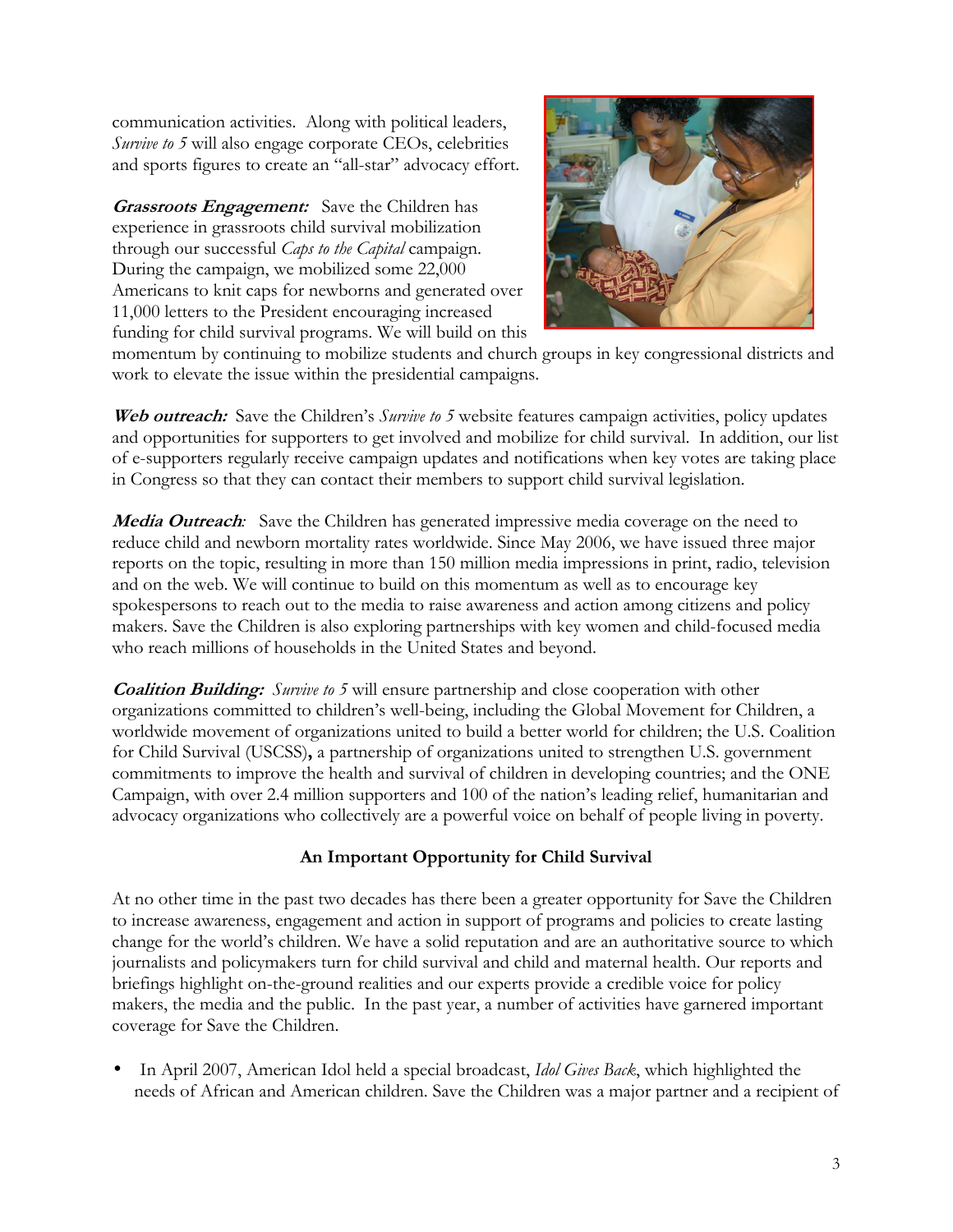communication activities. Along with political leaders, *Survive to 5* will also engage corporate CEOs, celebrities and sports figures to create an "all-star" advocacy effort.

***Grassroots Engagement:*** Save the Children has experience in grassroots child survival mobilization through our successful *Caps to the Capital* campaign. During the campaign, we mobilized some 22,000 Americans to knit caps for newborns and generated over 11,000 letters to the President encouraging increased funding for child survival programs. We will build on this momentum by continuing to mobilize students and church groups in key congressional districts and work to elevate the issue within the presidential campaigns.

***Web outreach:*** Save the Children's *Survive to 5* website features campaign activities, policy updates and opportunities for supporters to get involved and mobilize for child survival. In addition, our list of e-supporters regularly receive campaign updates and notifications when key votes are taking place in Congress so that they can contact their members to support child survival legislation.

***Media Outreach:*** Save the Children has generated impressive media coverage on the need to reduce child and newborn mortality rates worldwide. Since May 2006, we have issued three major reports on the topic, resulting in more than 150 million media impressions in print, radio, television and on the web. We will continue to build on this momentum as well as to encourage key spokespersons to reach out to the media to raise awareness and action among citizens and policy makers. Save the Children is also exploring partnerships with key women and child-focused media who reach millions of households in the United States and beyond.

***Coalition Building:*** *Survive to 5* will ensure partnership and close cooperation with other organizations committed to children's well-being, including the Global Movement for Children, a worldwide movement of organizations united to build a better world for children; the U.S. Coalition for Child Survival (USCSS)**,** a partnership of organizations united to strengthen U.S. government commitments to improve the health and survival of children in developing countries; and the ONE Campaign, with over 2.4 million supporters and 100 of the nation's leading relief, humanitarian and advocacy organizations who collectively are a powerful voice on behalf of people living in poverty.

**An Important Opportunity for Child Survival**

At no other time in the past two decades has there been a greater opportunity for Save the Children to increase awareness, engagement and action in support of programs and policies to create lasting change for the world's children. We have a solid reputation and are an authoritative source to which journalists and policymakers turn for child survival and child and maternal health. Our reports and briefings highlight on-the-ground realities and our experts provide a credible voice for policy makers, the media and the public. In the past year, a number of activities have garnered important coverage for Save the Children.

- In April 2007, American Idol held a special broadcast, *Idol Gives Back*, which highlighted the needs of African and American children. Save the Children was a major partner and a recipient of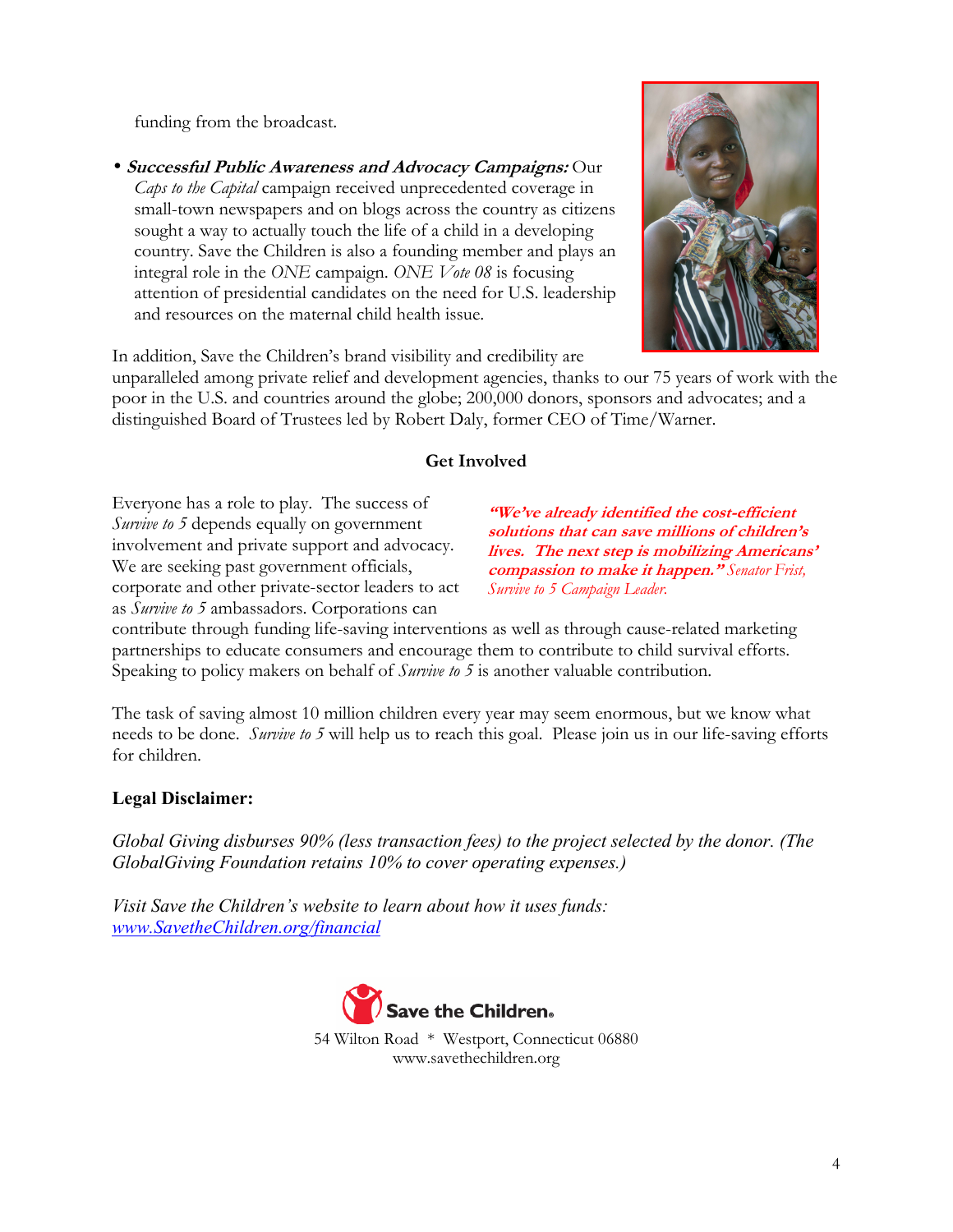funding from the broadcast.

- ***Successful Public Awareness and Advocacy Campaigns:*** Our *Caps to the Capital* campaign received unprecedented coverage in small-town newspapers and on blogs across the country as citizens sought a way to actually touch the life of a child in a developing country. Save the Children is also a founding member and plays an integral role in the *ONE* campaign. *ONE Vote 08* is focusing attention of presidential candidates on the need for U.S. leadership and resources on the maternal child health issue.

In addition, Save the Children's brand visibility and credibility are unparalleled among private relief and development agencies, thanks to our 75 years of work with the poor in the U.S. and countries around the globe; 200,000 donors, sponsors and advocates; and a distinguished Board of Trustees led by Robert Daly, former CEO of Time/Warner.

## Get Involved

Everyone has a role to play. The success of *Survive to 5* depends equally on government involvement and private support and advocacy. We are seeking past government officials, corporate and other private-sector leaders to act as *Survive to 5* ambassadors. Corporations can contribute through funding life-saving interventions as well as through cause-related marketing partnerships to educate consumers and encourage them to contribute to child survival efforts. Speaking to policy makers on behalf of *Survive to 5* is another valuable contribution.

***"We've already identified the cost-efficient solutions that can save millions of children's lives. The next step is mobilizing Americans' compassion to make it happen."*** *Senator Frist, Survive to 5 Campaign Leader.*

The task of saving almost 10 million children every year may seem enormous, but we know what needs to be done. *Survive to 5* will help us to reach this goal. Please join us in our life-saving efforts for children.

**Legal Disclaimer:**

*Global Giving disburses 90% (less transaction fees) to the project selected by the donor. (The GlobalGiving Foundation retains 10% to cover operating expenses.)*

*Visit Save the Children's website to learn about how it uses funds:* [*www.SavetheChildren.org/financial*](www.SavetheChildren.org/financial)

Save the Children

54 Wilton Road * Westport, Connecticut 06880
www.savethechildren.org